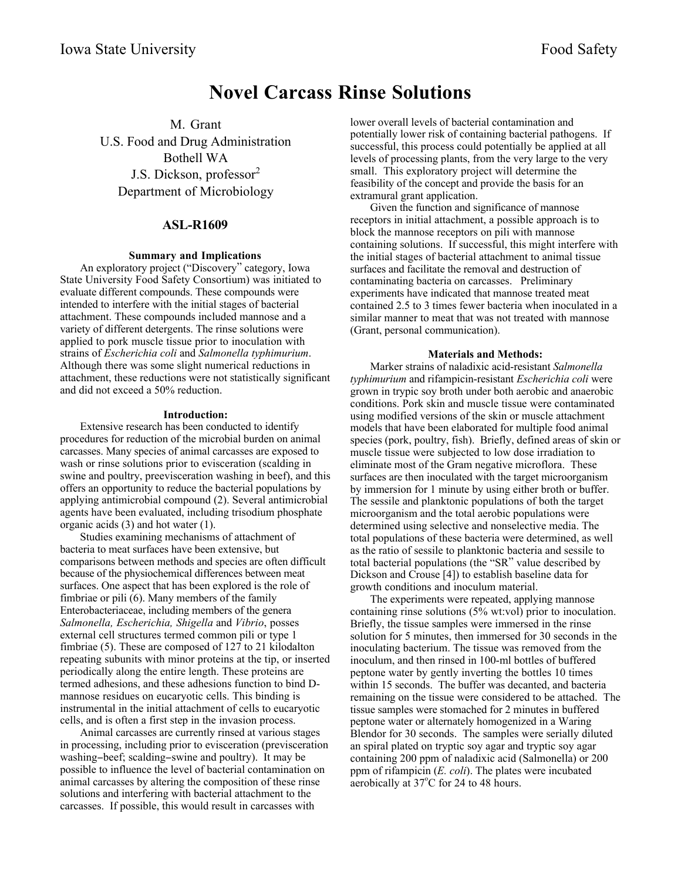Iowa State University Food Safety

# Novel Carcass Rinse Solutions

M. Grant
U.S. Food and Drug Administration
Bothell WA
J.S. Dickson, professor[2]
Department of Microbiology

## ASL-R1609

### Summary and Implications

An exploratory project ("Discovery" category, Iowa State University Food Safety Consortium) was initiated to evaluate different compounds. These compounds were intended to interfere with the initial stages of bacterial attachment. These compounds included mannose and a variety of different detergents. The rinse solutions were applied to pork muscle tissue prior to inoculation with strains of *Escherichia coli* and *Salmonella typhimurium*. Although there was some slight numerical reductions in attachment, these reductions were not statistically significant and did not exceed a 50% reduction.

### Introduction:

Extensive research has been conducted to identify procedures for reduction of the microbial burden on animal carcasses. Many species of animal carcasses are exposed to wash or rinse solutions prior to evisceration (scalding in swine and poultry, preevisceration washing in beef), and this offers an opportunity to reduce the bacterial populations by applying antimicrobial compound (2). Several antimicrobial agents have been evaluated, including trisodium phosphate organic acids (3) and hot water (1).

Studies examining mechanisms of attachment of bacteria to meat surfaces have been extensive, but comparisons between methods and species are often difficult because of the physiochemical differences between meat surfaces. One aspect that has been explored is the role of fimbriae or pili (6). Many members of the family Enterobacteriaceae, including members of the genera *Salmonella, Escherichia, Shigella* and *Vibrio*, posses external cell structures termed common pili or type 1 fimbriae (5). These are composed of 127 to 21 kilodalton repeating subunits with minor proteins at the tip, or inserted periodically along the entire length. These proteins are termed adhesions, and these adhesions function to bind D-mannose residues on eucaryotic cells. This binding is instrumental in the initial attachment of cells to eucaryotic cells, and is often a first step in the invasion process.

Animal carcasses are currently rinsed at various stages in processing, including prior to evisceration (previsceration washing–beef; scalding–swine and poultry). It may be possible to influence the level of bacterial contamination on animal carcasses by altering the composition of these rinse solutions and interfering with bacterial attachment to the carcasses. If possible, this would result in carcasses with lower overall levels of bacterial contamination and potentially lower risk of containing bacterial pathogens. If successful, this process could potentially be applied at all levels of processing plants, from the very large to the very small. This exploratory project will determine the feasibility of the concept and provide the basis for an extramural grant application.

Given the function and significance of mannose receptors in initial attachment, a possible approach is to block the mannose receptors on pili with mannose containing solutions. If successful, this might interfere with the initial stages of bacterial attachment to animal tissue surfaces and facilitate the removal and destruction of contaminating bacteria on carcasses. Preliminary experiments have indicated that mannose treated meat contained 2.5 to 3 times fewer bacteria when inoculated in a similar manner to meat that was not treated with mannose (Grant, personal communication).

### Materials and Methods:

Marker strains of naladixic acid-resistant *Salmonella typhimurium* and rifampicin-resistant *Escherichia coli* were grown in trypic soy broth under both aerobic and anaerobic conditions. Pork skin and muscle tissue were contaminated using modified versions of the skin or muscle attachment models that have been elaborated for multiple food animal species (pork, poultry, fish). Briefly, defined areas of skin or muscle tissue were subjected to low dose irradiation to eliminate most of the Gram negative microflora. These surfaces are then inoculated with the target microorganism by immersion for 1 minute by using either broth or buffer. The sessile and planktonic populations of both the target microorganism and the total aerobic populations were determined using selective and nonselective media. The total populations of these bacteria were determined, as well as the ratio of sessile to planktonic bacteria and sessile to total bacterial populations (the "SR" value described by Dickson and Crouse [4]) to establish baseline data for growth conditions and inoculum material.

The experiments were repeated, applying mannose containing rinse solutions (5% wt:vol) prior to inoculation. Briefly, the tissue samples were immersed in the rinse solution for 5 minutes, then immersed for 30 seconds in the inoculating bacterium. The tissue was removed from the inoculum, and then rinsed in 100-ml bottles of buffered peptone water by gently inverting the bottles 10 times within 15 seconds. The buffer was decanted, and bacteria remaining on the tissue were considered to be attached. The tissue samples were stomached for 2 minutes in buffered peptone water or alternately homogenized in a Waring Blendor for 30 seconds. The samples were serially diluted an spiral plated on tryptic soy agar and tryptic soy agar containing 200 ppm of naladixic acid (Salmonella) or 200 ppm of rifampicin (*E. coli*). The plates were incubated aerobically at 37$^{o}$C for 24 to 48 hours.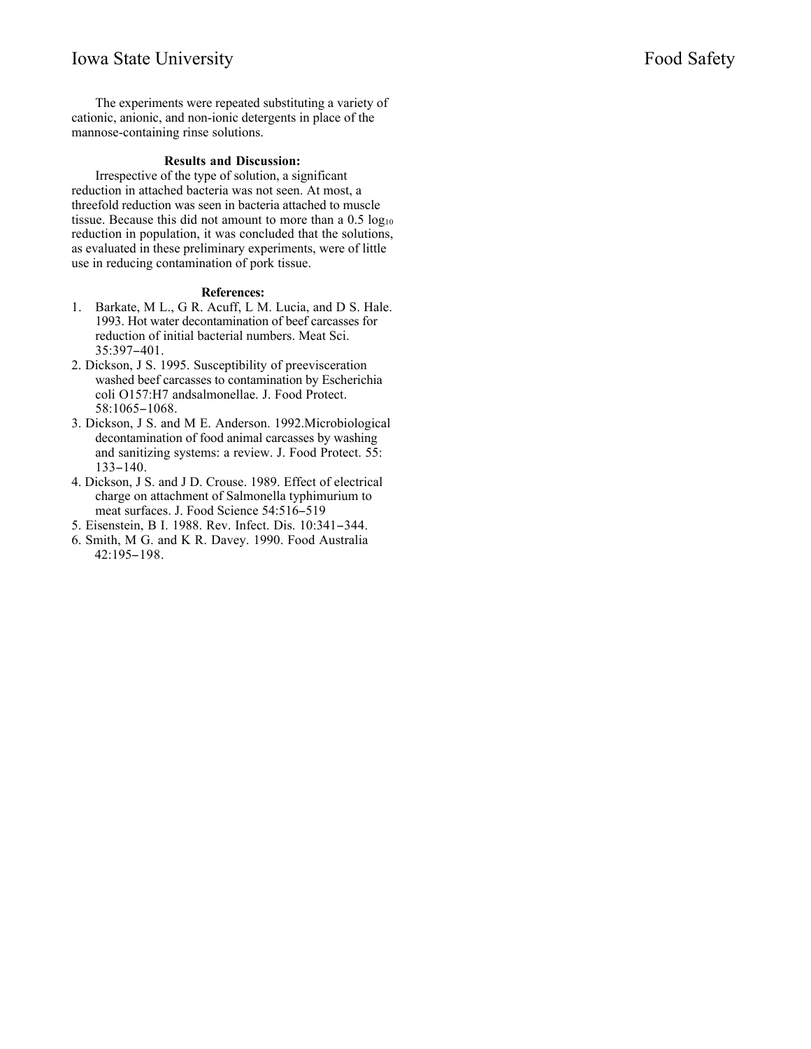The experiments were repeated substituting a variety of cationic, anionic, and non-ionic detergents in place of the mannose-containing rinse solutions.

**Results and Discussion:**

Irrespective of the type of solution, a significant reduction in attached bacteria was not seen. At most, a threefold reduction was seen in bacteria attached to muscle tissue. Because this did not amount to more than a 0.5 $\log_{10}$ reduction in population, it was concluded that the solutions, as evaluated in these preliminary experiments, were of little use in reducing contamination of pork tissue.

**References:**

1. Barkate, M L., G R. Acuff, L M. Lucia, and D S. Hale. 1993. Hot water decontamination of beef carcasses for reduction of initial bacterial numbers. Meat Sci. 35:397–401.
2. Dickson, J S. 1995. Susceptibility of preevisceration washed beef carcasses to contamination by Escherichia coli O157:H7 andsalmonellae. J. Food Protect. 58:1065–1068.
3. Dickson, J S. and M E. Anderson. 1992.Microbiological decontamination of food animal carcasses by washing and sanitizing systems: a review. J. Food Protect. 55: 133–140.
4. Dickson, J S. and J D. Crouse. 1989. Effect of electrical charge on attachment of Salmonella typhimurium to meat surfaces. J. Food Science 54:516–519
5. Eisenstein, B I. 1988. Rev. Infect. Dis. 10:341–344.
6. Smith, M G. and K R. Davey. 1990. Food Australia 42:195–198.